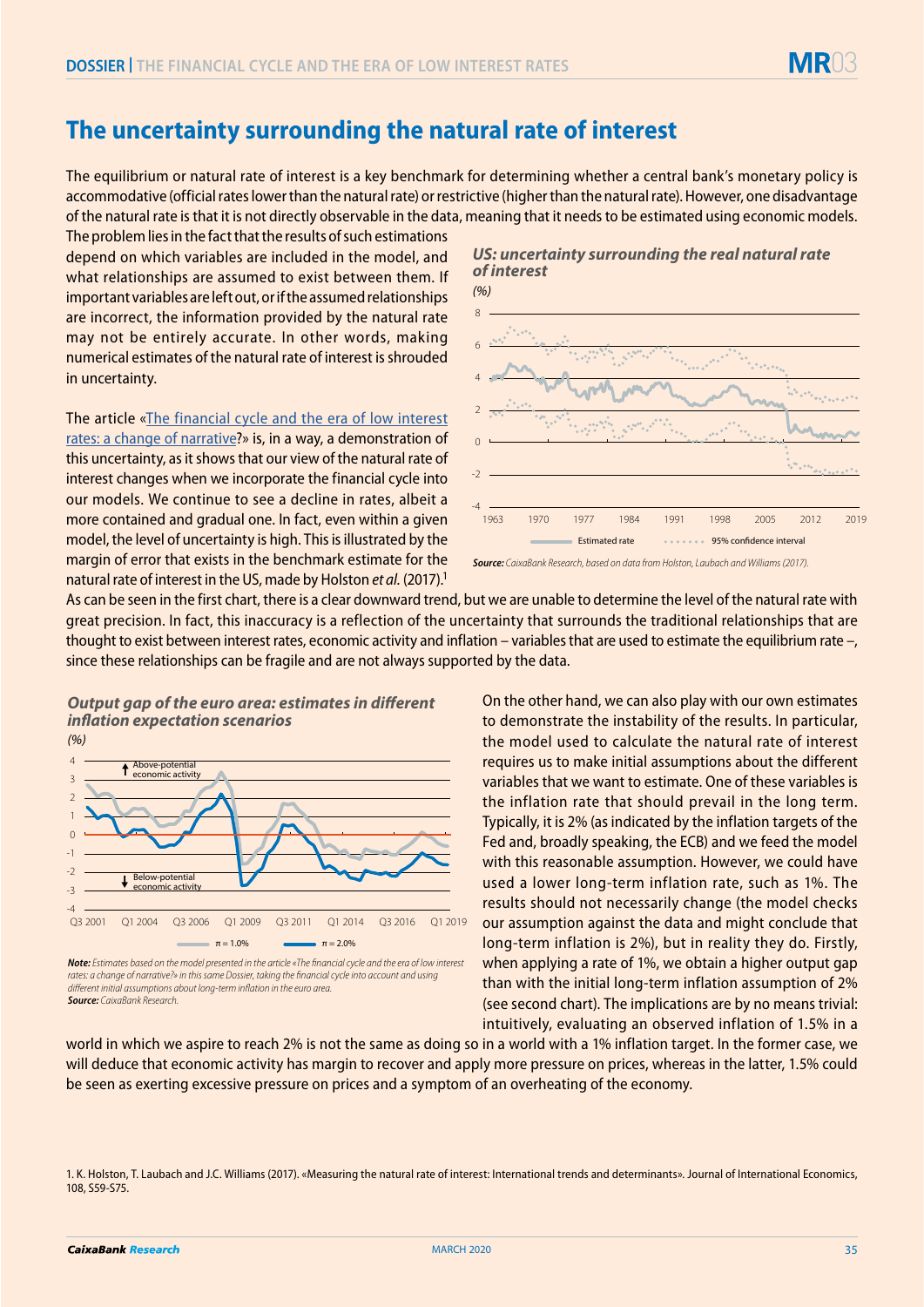# The uncertainty surrounding the natural rate of interest

The equilibrium or natural rate of interest is a key benchmark for determining whether a central bank's monetary policy is accommodative (official rates lower than the natural rate) or restrictive (higher than the natural rate). However, one disadvantage of the natural rate is that it is not directly observable in the data, meaning that it needs to be estimated using economic models. The problem lies in the fact that the results of such estimations depend on which variables are included in the model, and what relationships are assumed to exist between them. If important variables are left out, or if the assumed relationships are incorrect, the information provided by the natural rate may not be entirely accurate. In other words, making numerical estimates of the natural rate of interest is shrouded in uncertainty.

The article «The financial cycle and the era of low interest rates: a change of narrative?» is, in a way, a demonstration of this uncertainty, as it shows that our view of the natural rate of interest changes when we incorporate the financial cycle into our models. We continue to see a decline in rates, albeit a more contained and gradual one. In fact, even within a given model, the level of uncertainty is high. This is illustrated by the margin of error that exists in the benchmark estimate for the natural rate of interest in the US, made by Holston *et al.* (2017).[1]

***US: uncertainty surrounding the real natural rate of interest***

*(%)*

Estimated rate · 95% confidence interval

*Source: CaixaBank Research, based on data from Holston, Laubach and Williams (2017).*

As can be seen in the first chart, there is a clear downward trend, but we are unable to determine the level of the natural rate with great precision. In fact, this inaccuracy is a reflection of the uncertainty that surrounds the traditional relationships that are thought to exist between interest rates, economic activity and inflation – variables that are used to estimate the equilibrium rate –, since these relationships can be fragile and are not always supported by the data.

***Output gap of the euro area: estimates in different inflation expectation scenarios***

*(%)*

Above-potential economic activity

Below-potential economic activity

$\pi = 1.0\%$ · $\pi = 2.0\%$

*Note: Estimates based on the model presented in the article «The financial cycle and the era of low interest rates: a change of narrative?» in this same Dossier, taking the financial cycle into account and using different initial assumptions about long-term inflation in the euro area.*
*Source: CaixaBank Research.*

On the other hand, we can also play with our own estimates to demonstrate the instability of the results. In particular, the model used to calculate the natural rate of interest requires us to make initial assumptions about the different variables that we want to estimate. One of these variables is the inflation rate that should prevail in the long term. Typically, it is 2% (as indicated by the inflation targets of the Fed and, broadly speaking, the ECB) and we feed the model with this reasonable assumption. However, we could have used a lower long-term inflation rate, such as 1%. The results should not necessarily change (the model checks our assumption against the data and might conclude that long-term inflation is 2%), but in reality they do. Firstly, when applying a rate of 1%, we obtain a higher output gap than with the initial long-term inflation assumption of 2% (see second chart). The implications are by no means trivial: intuitively, evaluating an observed inflation of 1.5% in a world in which we aspire to reach 2% is not the same as doing so in a world with a 1% inflation target. In the former case, we will deduce that economic activity has margin to recover and apply more pressure on prices, whereas in the latter, 1.5% could be seen as exerting excessive pressure on prices and a symptom of an overheating of the economy.

1. K. Holston, T. Laubach and J.C. Williams (2017). «Measuring the natural rate of interest: International trends and determinants». Journal of International Economics, 108, S59-S75.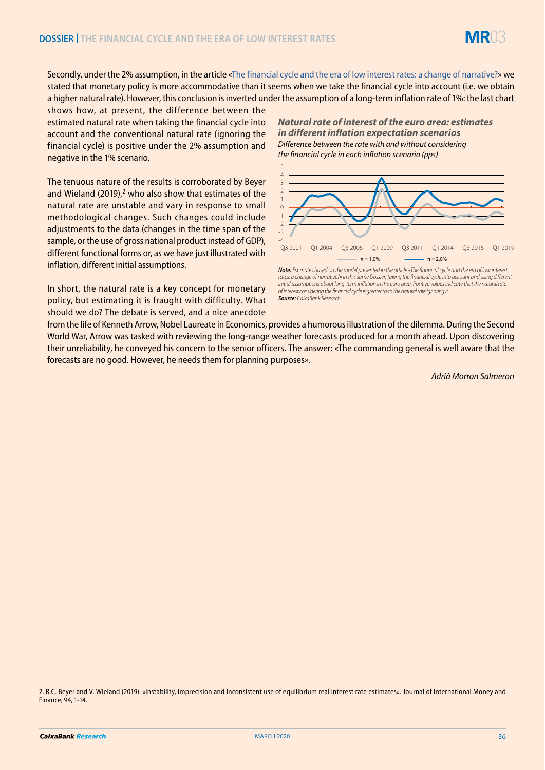Secondly, under the 2% assumption, in the article «The financial cycle and the era of low interest rates: a change of narrative?» we stated that monetary policy is more accommodative than it seems when we take the financial cycle into account (i.e. we obtain a higher natural rate). However, this conclusion is inverted under the assumption of a long-term inflation rate of 1%: the last chart shows how, at present, the difference between the estimated natural rate when taking the financial cycle into account and the conventional natural rate (ignoring the financial cycle) is positive under the 2% assumption and negative in the 1% scenario.

The tenuous nature of the results is corroborated by Beyer and Wieland (2019),[2] who also show that estimates of the natural rate are unstable and vary in response to small methodological changes. Such changes could include adjustments to the data (changes in the time span of the sample, or the use of gross national product instead of GDP), different functional forms or, as we have just illustrated with inflation, different initial assumptions.

In short, the natural rate is a key concept for monetary policy, but estimating it is fraught with difficulty. What should we do? The debate is served, and a nice anecdote from the life of Kenneth Arrow, Nobel Laureate in Economics, provides a humorous illustration of the dilemma. During the Second World War, Arrow was tasked with reviewing the long-range weather forecasts produced for a month ahead. Upon discovering their unreliability, he conveyed his concern to the senior officers. The answer: «The commanding general is well aware that the forecasts are no good. However, he needs them for planning purposes».

***Natural rate of interest of the euro area: estimates in different inflation expectation scenarios***

*Difference between the rate with and without considering the financial cycle in each inflation scenario (pps)*

5
4
3
2
1
0
-1
-2
-3
-4

Q3 2001 Q1 2004 Q3 2006 Q1 2009 Q3 2011 Q1 2014 Q3 2016 Q1 2019

$\pi$ = 1.0% $\pi$ = 2.0%

***Note:*** *Estimates based on the model presented in the article «The financial cycle and the era of low interest rates: a change of narrative?» in this same Dossier, taking the financial cycle into account and using different initial assumptions about long-term inflation in the euro area. Positive values indicate that the natural rate of interest considering the financial cycle is greater than the natural rate ignoring it.*
***Source:*** *CaixaBank Research.*

*Adrià Morron Salmeron*

2. R.C. Beyer and V. Wieland (2019). «Instability, imprecision and inconsistent use of equilibrium real interest rate estimates». Journal of International Money and Finance, 94, 1-14.